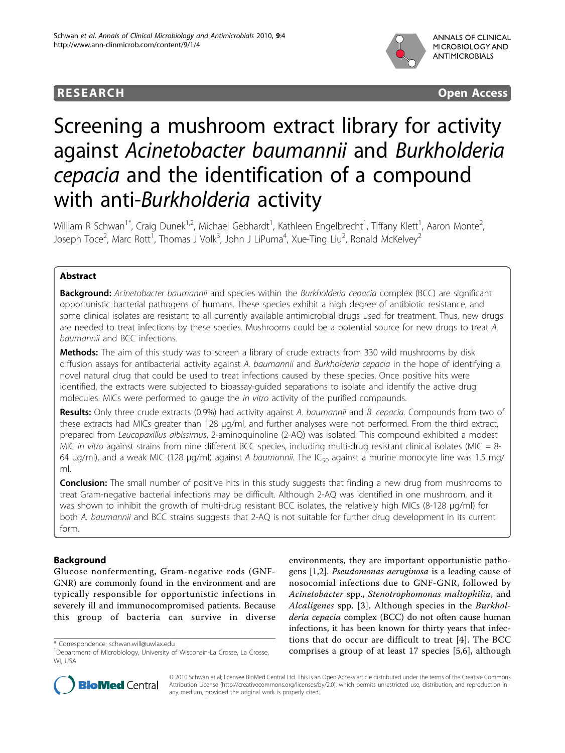**RESEARCH** **Open Access**

# Screening a mushroom extract library for activity against *Acinetobacter baumannii* and *Burkholderia cepacia* and the identification of a compound with anti-*Burkholderia* activity

William R Schwan[1*], Craig Dunek[1,2], Michael Gebhardt[1], Kathleen Engelbrecht[1], Tiffany Klett[1], Aaron Monte[2], Joseph Toce[2], Marc Rott[1], Thomas J Volk[3], John J LiPuma[4], Xue-Ting Liu[2], Ronald McKelvey[2]

## Abstract

**Background:** *Acinetobacter baumannii* and species within the *Burkholderia cepacia* complex (BCC) are significant opportunistic bacterial pathogens of humans. These species exhibit a high degree of antibiotic resistance, and some clinical isolates are resistant to all currently available antimicrobial drugs used for treatment. Thus, new drugs are needed to treat infections by these species. Mushrooms could be a potential source for new drugs to treat *A. baumannii* and BCC infections.

**Methods:** The aim of this study was to screen a library of crude extracts from 330 wild mushrooms by disk diffusion assays for antibacterial activity against *A. baumannii* and *Burkholderia cepacia* in the hope of identifying a novel natural drug that could be used to treat infections caused by these species. Once positive hits were identified, the extracts were subjected to bioassay-guided separations to isolate and identify the active drug molecules. MICs were performed to gauge the *in vitro* activity of the purified compounds.

**Results:** Only three crude extracts (0.9%) had activity against *A. baumannii* and *B. cepacia*. Compounds from two of these extracts had MICs greater than 128 μg/ml, and further analyses were not performed. From the third extract, prepared from *Leucopaxillus albissimus*, 2-aminoquinoline (2-AQ) was isolated. This compound exhibited a modest MIC *in vitro* against strains from nine different BCC species, including multi-drug resistant clinical isolates (MIC = 8-64 μg/ml), and a weak MIC (128 μg/ml) against *A baumannii*. The $IC_{50}$ against a murine monocyte line was 1.5 mg/ml.

**Conclusion:** The small number of positive hits in this study suggests that finding a new drug from mushrooms to treat Gram-negative bacterial infections may be difficult. Although 2-AQ was identified in one mushroom, and it was shown to inhibit the growth of multi-drug resistant BCC isolates, the relatively high MICs (8-128 μg/ml) for both *A. baumannii* and BCC strains suggests that 2-AQ is not suitable for further drug development in its current form.

## Background

Glucose nonfermenting, Gram-negative rods (GNF-GNR) are commonly found in the environment and are typically responsible for opportunistic infections in severely ill and immunocompromised patients. Because this group of bacteria can survive in diverse environments, they are important opportunistic pathogens [1,2]. *Pseudomonas aeruginosa* is a leading cause of nosocomial infections due to GNF-GNR, followed by *Acinetobacter* spp., *Stenotrophomonas maltophilia*, and *Alcaligenes* spp. [3]. Although species in the *Burkholderia cepacia* complex (BCC) do not often cause human infections, it has been known for thirty years that infections that do occur are difficult to treat [4]. The BCC comprises a group of at least 17 species [5,6], although

\* Correspondence: schwan.will@uwlax.edu
[1]Department of Microbiology, University of Wisconsin-La Crosse, La Crosse, WI, USA

© 2010 Schwan et al; licensee BioMed Central Ltd. This is an Open Access article distributed under the terms of the Creative Commons Attribution License (http://creativecommons.org/licenses/by/2.0), which permits unrestricted use, distribution, and reproduction in any medium, provided the original work is properly cited.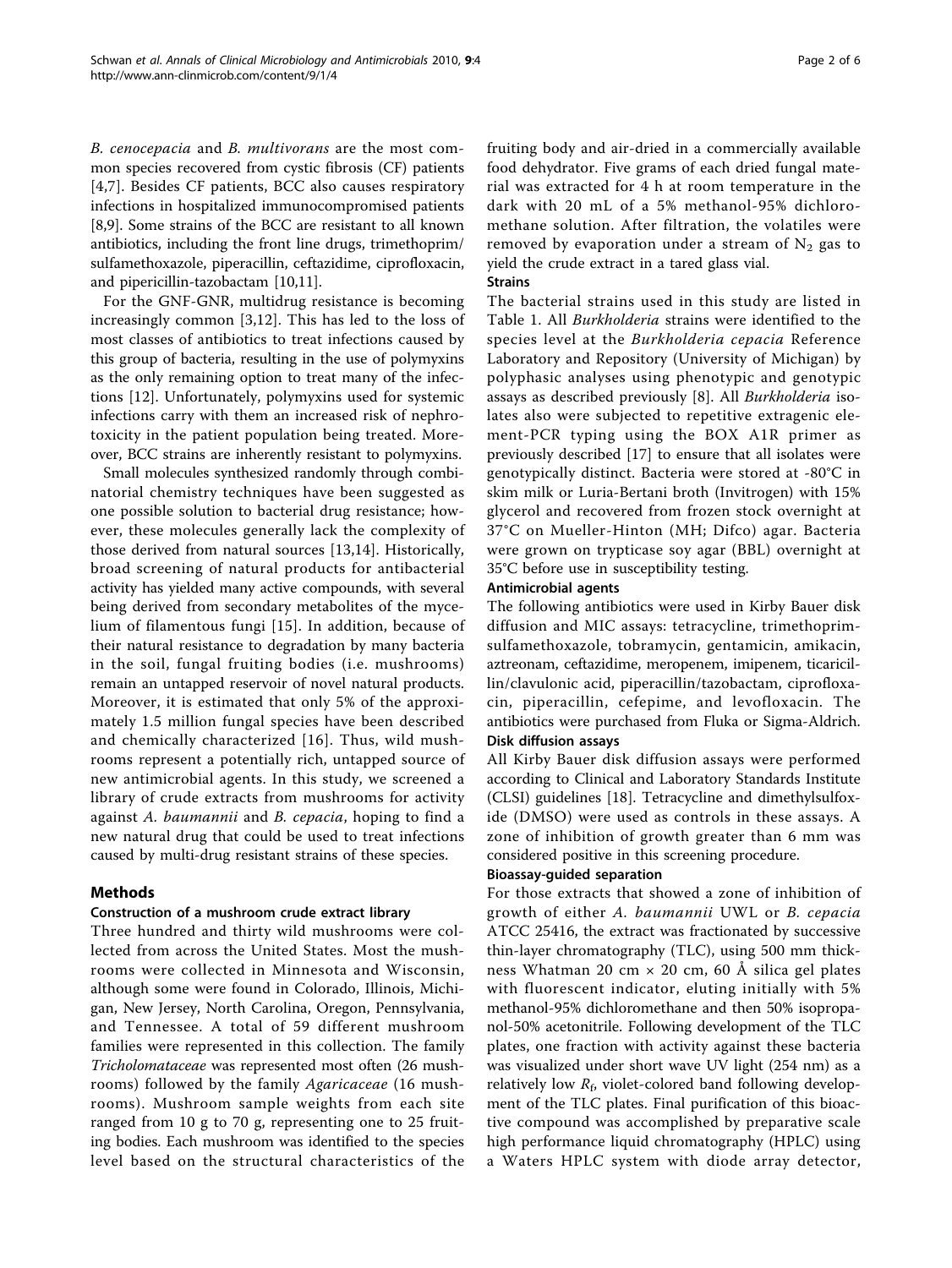B. cenocepacia and B. multivorans are the most common species recovered from cystic fibrosis (CF) patients [4,7]. Besides CF patients, BCC also causes respiratory infections in hospitalized immunocompromised patients [8,9]. Some strains of the BCC are resistant to all known antibiotics, including the front line drugs, trimethoprim/sulfamethoxazole, piperacillin, ceftazidime, ciprofloxacin, and pipericillin-tazobactam [10,11].

For the GNF-GNR, multidrug resistance is becoming increasingly common [3,12]. This has led to the loss of most classes of antibiotics to treat infections caused by this group of bacteria, resulting in the use of polymyxins as the only remaining option to treat many of the infections [12]. Unfortunately, polymyxins used for systemic infections carry with them an increased risk of nephrotoxicity in the patient population being treated. Moreover, BCC strains are inherently resistant to polymyxins.

Small molecules synthesized randomly through combinatorial chemistry techniques have been suggested as one possible solution to bacterial drug resistance; however, these molecules generally lack the complexity of those derived from natural sources [13,14]. Historically, broad screening of natural products for antibacterial activity has yielded many active compounds, with several being derived from secondary metabolites of the mycelium of filamentous fungi [15]. In addition, because of their natural resistance to degradation by many bacteria in the soil, fungal fruiting bodies (i.e. mushrooms) remain an untapped reservoir of novel natural products. Moreover, it is estimated that only 5% of the approximately 1.5 million fungal species have been described and chemically characterized [16]. Thus, wild mushrooms represent a potentially rich, untapped source of new antimicrobial agents. In this study, we screened a library of crude extracts from mushrooms for activity against *A. baumannii* and *B. cepacia*, hoping to find a new natural drug that could be used to treat infections caused by multi-drug resistant strains of these species.

## Methods

### Construction of a mushroom crude extract library

Three hundred and thirty wild mushrooms were collected from across the United States. Most the mushrooms were collected in Minnesota and Wisconsin, although some were found in Colorado, Illinois, Michigan, New Jersey, North Carolina, Oregon, Pennsylvania, and Tennessee. A total of 59 different mushroom families were represented in this collection. The family *Tricholomataceae* was represented most often (26 mushrooms) followed by the family *Agaricaceae* (16 mushrooms). Mushroom sample weights from each site ranged from 10 g to 70 g, representing one to 25 fruiting bodies. Each mushroom was identified to the species level based on the structural characteristics of the fruiting body and air-dried in a commercially available food dehydrator. Five grams of each dried fungal material was extracted for 4 h at room temperature in the dark with 20 mL of a 5% methanol-95% dichloromethane solution. After filtration, the volatiles were removed by evaporation under a stream of $N_2$ gas to yield the crude extract in a tared glass vial.

### Strains

The bacterial strains used in this study are listed in Table 1. All *Burkholderia* strains were identified to the species level at the *Burkholderia cepacia* Reference Laboratory and Repository (University of Michigan) by polyphasic analyses using phenotypic and genotypic assays as described previously [8]. All *Burkholderia* isolates also were subjected to repetitive extragenic element-PCR typing using the BOX A1R primer as previously described [17] to ensure that all isolates were genotypically distinct. Bacteria were stored at -80°C in skim milk or Luria-Bertani broth (Invitrogen) with 15% glycerol and recovered from frozen stock overnight at 37°C on Mueller-Hinton (MH; Difco) agar. Bacteria were grown on trypticase soy agar (BBL) overnight at 35°C before use in susceptibility testing.

### Antimicrobial agents

The following antibiotics were used in Kirby Bauer disk diffusion and MIC assays: tetracycline, trimethoprim-sulfamethoxazole, tobramycin, gentamicin, amikacin, aztreonam, ceftazidime, meropenem, imipenem, ticaricillin/clavulonic acid, piperacillin/tazobactam, ciprofloxacin, piperacillin, cefepime, and levofloxacin. The antibiotics were purchased from Fluka or Sigma-Aldrich.

### Disk diffusion assays

All Kirby Bauer disk diffusion assays were performed according to Clinical and Laboratory Standards Institute (CLSI) guidelines [18]. Tetracycline and dimethylsulfoxide (DMSO) were used as controls in these assays. A zone of inhibition of growth greater than 6 mm was considered positive in this screening procedure.

### Bioassay-guided separation

For those extracts that showed a zone of inhibition of growth of either *A. baumannii* UWL or *B. cepacia* ATCC 25416, the extract was fractionated by successive thin-layer chromatography (TLC), using 500 mm thickness Whatman 20 cm × 20 cm, 60 Å silica gel plates with fluorescent indicator, eluting initially with 5% methanol-95% dichloromethane and then 50% isopropanol-50% acetonitrile. Following development of the TLC plates, one fraction with activity against these bacteria was visualized under short wave UV light (254 nm) as a relatively low $R_f$, violet-colored band following development of the TLC plates. Final purification of this bioactive compound was accomplished by preparative scale high performance liquid chromatography (HPLC) using a Waters HPLC system with diode array detector,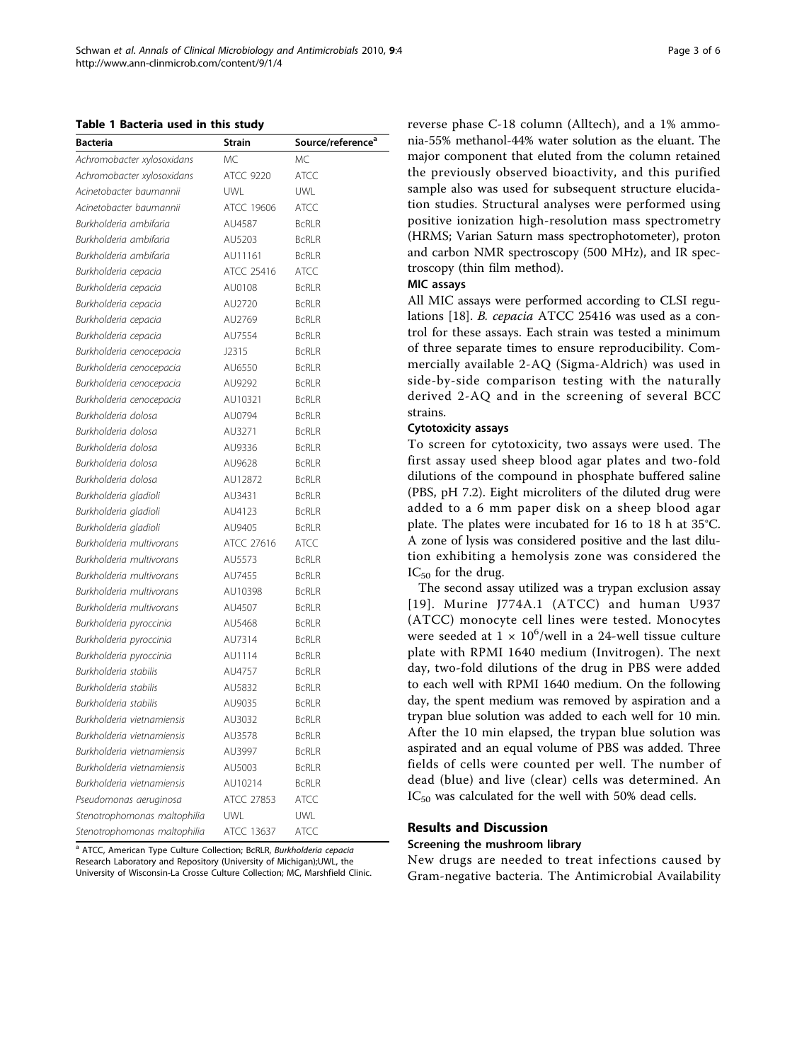**Table 1 Bacteria used in this study**

| Bacteria | Strain | Source/reference[a] |
|---|---|---|
| *Achromobacter xylosoxidans* | MC | MC |
| *Achromobacter xylosoxidans* | ATCC 9220 | ATCC |
| *Acinetobacter baumannii* | UWL | UWL |
| *Acinetobacter baumannii* | ATCC 19606 | ATCC |
| *Burkholderia ambifaria* | AU4587 | BcRLR |
| *Burkholderia ambifaria* | AU5203 | BcRLR |
| *Burkholderia ambifaria* | AU11161 | BcRLR |
| *Burkholderia cepacia* | ATCC 25416 | ATCC |
| *Burkholderia cepacia* | AU0108 | BcRLR |
| *Burkholderia cepacia* | AU2720 | BcRLR |
| *Burkholderia cepacia* | AU2769 | BcRLR |
| *Burkholderia cepacia* | AU7554 | BcRLR |
| *Burkholderia cenocepacia* | J2315 | BcRLR |
| *Burkholderia cenocepacia* | AU6550 | BcRLR |
| *Burkholderia cenocepacia* | AU9292 | BcRLR |
| *Burkholderia cenocepacia* | AU10321 | BcRLR |
| *Burkholderia dolosa* | AU0794 | BcRLR |
| *Burkholderia dolosa* | AU3271 | BcRLR |
| *Burkholderia dolosa* | AU9336 | BcRLR |
| *Burkholderia dolosa* | AU9628 | BcRLR |
| *Burkholderia dolosa* | AU12872 | BcRLR |
| *Burkholderia gladioli* | AU3431 | BcRLR |
| *Burkholderia gladioli* | AU4123 | BcRLR |
| *Burkholderia gladioli* | AU9405 | BcRLR |
| *Burkholderia multivorans* | ATCC 27616 | ATCC |
| *Burkholderia multivorans* | AU5573 | BcRLR |
| *Burkholderia multivorans* | AU7455 | BcRLR |
| *Burkholderia multivorans* | AU10398 | BcRLR |
| *Burkholderia multivorans* | AU4507 | BcRLR |
| *Burkholderia pyroccinia* | AU5468 | BcRLR |
| *Burkholderia pyroccinia* | AU7314 | BcRLR |
| *Burkholderia pyroccinia* | AU1114 | BcRLR |
| *Burkholderia stabilis* | AU4757 | BcRLR |
| *Burkholderia stabilis* | AU5832 | BcRLR |
| *Burkholderia stabilis* | AU9035 | BcRLR |
| *Burkholderia vietnamiensis* | AU3032 | BcRLR |
| *Burkholderia vietnamiensis* | AU3578 | BcRLR |
| *Burkholderia vietnamiensis* | AU3997 | BcRLR |
| *Burkholderia vietnamiensis* | AU5003 | BcRLR |
| *Burkholderia vietnamiensis* | AU10214 | BcRLR |
| *Pseudomonas aeruginosa* | ATCC 27853 | ATCC |
| *Stenotrophomonas maltophilia* | UWL | UWL |
| *Stenotrophomonas maltophilia* | ATCC 13637 | ATCC |

[a] ATCC, American Type Culture Collection; BcRLR, *Burkholderia cepacia* Research Laboratory and Repository (University of Michigan);UWL, the University of Wisconsin-La Crosse Culture Collection; MC, Marshfield Clinic.

reverse phase C-18 column (Alltech), and a 1% ammonia-55% methanol-44% water solution as the eluant. The major component that eluted from the column retained the previously observed bioactivity, and this purified sample also was used for subsequent structure elucidation studies. Structural analyses were performed using positive ionization high-resolution mass spectrometry (HRMS; Varian Saturn mass spectrophotometer), proton and carbon NMR spectroscopy (500 MHz), and IR spectroscopy (thin film method).

#### MIC assays

All MIC assays were performed according to CLSI regulations [18]. *B. cepacia* ATCC 25416 was used as a control for these assays. Each strain was tested a minimum of three separate times to ensure reproducibility. Commercially available 2-AQ (Sigma-Aldrich) was used in side-by-side comparison testing with the naturally derived 2-AQ and in the screening of several BCC strains.

#### Cytotoxicity assays

To screen for cytotoxicity, two assays were used. The first assay used sheep blood agar plates and two-fold dilutions of the compound in phosphate buffered saline (PBS, pH 7.2). Eight microliters of the diluted drug were added to a 6 mm paper disk on a sheep blood agar plate. The plates were incubated for 16 to 18 h at 35°C. A zone of lysis was considered positive and the last dilution exhibiting a hemolysis zone was considered the $IC_{50}$ for the drug.

The second assay utilized was a trypan exclusion assay [19]. Murine J774A.1 (ATCC) and human U937 (ATCC) monocyte cell lines were tested. Monocytes were seeded at $1 \times 10^6$/well in a 24-well tissue culture plate with RPMI 1640 medium (Invitrogen). The next day, two-fold dilutions of the drug in PBS were added to each well with RPMI 1640 medium. On the following day, the spent medium was removed by aspiration and a trypan blue solution was added to each well for 10 min. After the 10 min elapsed, the trypan blue solution was aspirated and an equal volume of PBS was added. Three fields of cells were counted per well. The number of dead (blue) and live (clear) cells was determined. An $IC_{50}$ was calculated for the well with 50% dead cells.

## Results and Discussion

### Screening the mushroom library

New drugs are needed to treat infections caused by Gram-negative bacteria. The Antimicrobial Availability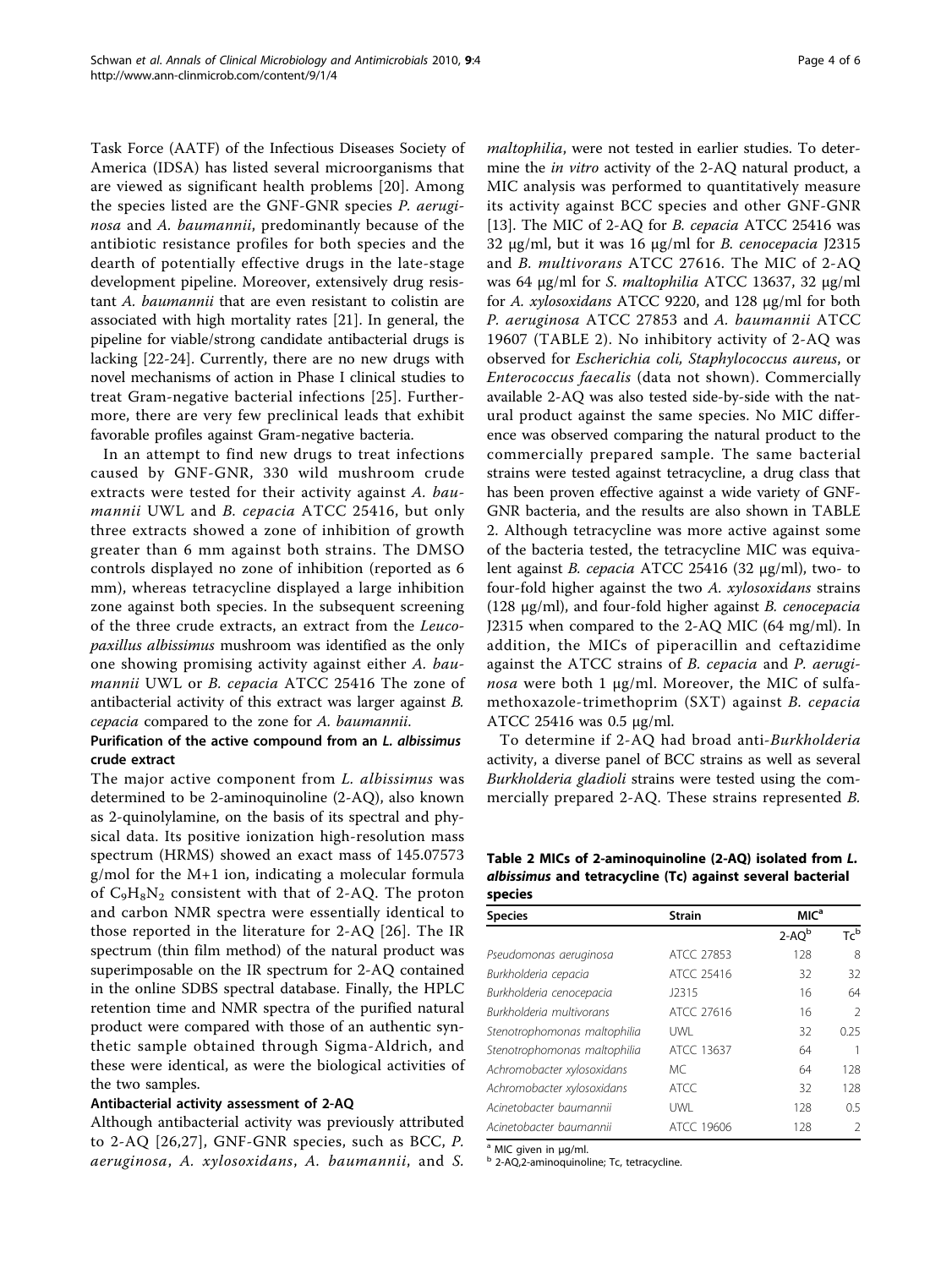Task Force (AATF) of the Infectious Diseases Society of America (IDSA) has listed several microorganisms that are viewed as significant health problems [20]. Among the species listed are the GNF-GNR species *P. aeruginosa* and *A. baumannii*, predominantly because of the antibiotic resistance profiles for both species and the dearth of potentially effective drugs in the late-stage development pipeline. Moreover, extensively drug resistant *A. baumannii* that are even resistant to colistin are associated with high mortality rates [21]. In general, the pipeline for viable/strong candidate antibacterial drugs is lacking [22-24]. Currently, there are no new drugs with novel mechanisms of action in Phase I clinical studies to treat Gram-negative bacterial infections [25]. Furthermore, there are very few preclinical leads that exhibit favorable profiles against Gram-negative bacteria.

In an attempt to find new drugs to treat infections caused by GNF-GNR, 330 wild mushroom crude extracts were tested for their activity against *A. baumannii* UWL and *B. cepacia* ATCC 25416, but only three extracts showed a zone of inhibition of growth greater than 6 mm against both strains. The DMSO controls displayed no zone of inhibition (reported as 6 mm), whereas tetracycline displayed a large inhibition zone against both species. In the subsequent screening of the three crude extracts, an extract from the *Leucopaxillus albissimus* mushroom was identified as the only one showing promising activity against either *A. baumannii* UWL or *B. cepacia* ATCC 25416 The zone of antibacterial activity of this extract was larger against *B. cepacia* compared to the zone for *A. baumannii*.

### Purification of the active compound from an *L. albissimus* crude extract

The major active component from *L. albissimus* was determined to be 2-aminoquinoline (2-AQ), also known as 2-quinolylamine, on the basis of its spectral and physical data. Its positive ionization high-resolution mass spectrum (HRMS) showed an exact mass of 145.07573 g/mol for the M+1 ion, indicating a molecular formula of $C_9H_8N_2$ consistent with that of 2-AQ. The proton and carbon NMR spectra were essentially identical to those reported in the literature for 2-AQ [26]. The IR spectrum (thin film method) of the natural product was superimposable on the IR spectrum for 2-AQ contained in the online SDBS spectral database. Finally, the HPLC retention time and NMR spectra of the purified natural product were compared with those of an authentic synthetic sample obtained through Sigma-Aldrich, and these were identical, as were the biological activities of the two samples.

### Antibacterial activity assessment of 2-AQ

Although antibacterial activity was previously attributed to 2-AQ [26,27], GNF-GNR species, such as BCC, *P. aeruginosa*, *A. xylosoxidans*, *A. baumannii*, and *S. maltophilia*, were not tested in earlier studies. To determine the *in vitro* activity of the 2-AQ natural product, a MIC analysis was performed to quantitatively measure its activity against BCC species and other GNF-GNR [13]. The MIC of 2-AQ for *B. cepacia* ATCC 25416 was 32 μg/ml, but it was 16 μg/ml for *B. cenocepacia* J2315 and *B. multivorans* ATCC 27616. The MIC of 2-AQ was 64 μg/ml for *S. maltophilia* ATCC 13637, 32 μg/ml for *A. xylosoxidans* ATCC 9220, and 128 μg/ml for both *P. aeruginosa* ATCC 27853 and *A. baumannii* ATCC 19607 (TABLE 2). No inhibitory activity of 2-AQ was observed for *Escherichia coli, Staphylococcus aureus*, or *Enterococcus faecalis* (data not shown). Commercially available 2-AQ was also tested side-by-side with the natural product against the same species. No MIC difference was observed comparing the natural product to the commercially prepared sample. The same bacterial strains were tested against tetracycline, a drug class that has been proven effective against a wide variety of GNF-GNR bacteria, and the results are also shown in TABLE 2. Although tetracycline was more active against some of the bacteria tested, the tetracycline MIC was equivalent against *B. cepacia* ATCC 25416 (32 μg/ml), two- to four-fold higher against the two *A. xylosoxidans* strains (128 μg/ml), and four-fold higher against *B. cenocepacia* J2315 when compared to the 2-AQ MIC (64 mg/ml). In addition, the MICs of piperacillin and ceftazidime against the ATCC strains of *B. cepacia* and *P. aeruginosa* were both 1 μg/ml. Moreover, the MIC of sulfamethoxazole-trimethoprim (SXT) against *B. cepacia* ATCC 25416 was 0.5 μg/ml.

To determine if 2-AQ had broad anti-*Burkholderia* activity, a diverse panel of BCC strains as well as several *Burkholderia gladioli* strains were tested using the commercially prepared 2-AQ. These strains represented *B.*

**Table 2 MICs of 2-aminoquinoline (2-AQ) isolated from *L. albissimus* and tetracycline (Tc) against several bacterial species**

| Species | Strain | MIC[a] | |
|---|---|---|---|
| | | 2-AQ[b] | Tc[b] |
| *Pseudomonas aeruginosa* | ATCC 27853 | 128 | 8 |
| *Burkholderia cepacia* | ATCC 25416 | 32 | 32 |
| *Burkholderia cenocepacia* | J2315 | 16 | 64 |
| *Burkholderia multivorans* | ATCC 27616 | 16 | 2 |
| *Stenotrophomonas maltophilia* | UWL | 32 | 0.25 |
| *Stenotrophomonas maltophilia* | ATCC 13637 | 64 | 1 |
| *Achromobacter xylosoxidans* | MC | 64 | 128 |
| *Achromobacter xylosoxidans* | ATCC | 32 | 128 |
| *Acinetobacter baumannii* | UWL | 128 | 0.5 |
| *Acinetobacter baumannii* | ATCC 19606 | 128 | 2 |

[a] MIC given in μg/ml.

[b] 2-AQ,2-aminoquinoline; Tc, tetracycline.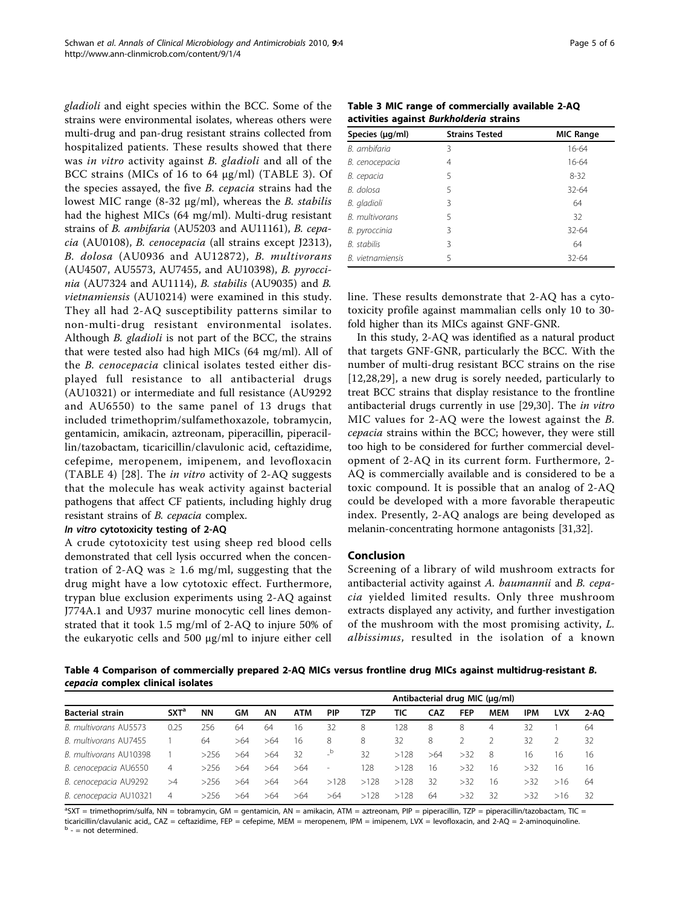*gladioli* and eight species within the BCC. Some of the strains were environmental isolates, whereas others were multi-drug and pan-drug resistant strains collected from hospitalized patients. These results showed that there was *in vitro* activity against *B. gladioli* and all of the BCC strains (MICs of 16 to 64 μg/ml) (TABLE 3). Of the species assayed, the five *B. cepacia* strains had the lowest MIC range (8-32 μg/ml), whereas the *B. stabilis* had the highest MICs (64 mg/ml). Multi-drug resistant strains of *B. ambifaria* (AU5203 and AU11161), *B. cepacia* (AU0108), *B. cenocepacia* (all strains except J2313), *B. dolosa* (AU0936 and AU12872), *B. multivorans* (AU4507, AU5573, AU7455, and AU10398), *B. pyrroccinia* (AU7324 and AU1114), *B. stabilis* (AU9035) and *B. vietnamiensis* (AU10214) were examined in this study. They all had 2-AQ susceptibility patterns similar to non-multi-drug resistant environmental isolates. Although *B. gladioli* is not part of the BCC, the strains that were tested also had high MICs (64 mg/ml). All of the *B. cenocepacia* clinical isolates tested either displayed full resistance to all antibacterial drugs (AU10321) or intermediate and full resistance (AU9292 and AU6550) to the same panel of 13 drugs that included trimethoprim/sulfamethoxazole, tobramycin, gentamicin, amikacin, aztreonam, piperacillin, piperacillin/tazobactam, ticaricillin/clavulonic acid, ceftazidime, cefepime, meropenem, imipenem, and levofloxacin (TABLE 4) [28]. The *in vitro* activity of 2-AQ suggests that the molecule has weak activity against bacterial pathogens that affect CF patients, including highly drug resistant strains of *B. cepacia* complex.

**Table 3 MIC range of commercially available 2-AQ activities against *Burkholderia* strains**

| Species (μg/ml) | Strains Tested | MIC Range |
|---|---|---|
| *B. ambifaria* | 3 | 16-64 |
| *B. cenocepacia* | 4 | 16-64 |
| *B. cepacia* | 5 | 8-32 |
| *B. dolosa* | 5 | 32-64 |
| *B. gladioli* | 3 | 64 |
| *B. multivorans* | 5 | 32 |
| *B. pyroccinia* | 3 | 32-64 |
| *B. stabilis* | 3 | 64 |
| *B. vietnamiensis* | 5 | 32-64 |

### *In vitro* cytotoxicity testing of 2-AQ

A crude cytotoxicity test using sheep red blood cells demonstrated that cell lysis occurred when the concentration of 2-AQ was ≥ 1.6 mg/ml, suggesting that the drug might have a low cytotoxic effect. Furthermore, trypan blue exclusion experiments using 2-AQ against J774A.1 and U937 murine monocytic cell lines demonstrated that it took 1.5 mg/ml of 2-AQ to injure 50% of the eukaryotic cells and 500 μg/ml to injure either cell line. These results demonstrate that 2-AQ has a cytotoxicity profile against mammalian cells only 10 to 30-fold higher than its MICs against GNF-GNR.

In this study, 2-AQ was identified as a natural product that targets GNF-GNR, particularly the BCC. With the number of multi-drug resistant BCC strains on the rise [12,28,29], a new drug is sorely needed, particularly to treat BCC strains that display resistance to the frontline antibacterial drugs currently in use [29,30]. The *in vitro* MIC values for 2-AQ were the lowest against the *B. cepacia* strains within the BCC; however, they were still too high to be considered for further commercial development of 2-AQ in its current form. Furthermore, 2-AQ is commercially available and is considered to be a toxic compound. It is possible that an analog of 2-AQ could be developed with a more favorable therapeutic index. Presently, 2-AQ analogs are being developed as melanin-concentrating hormone antagonists [31,32].

## Conclusion

Screening of a library of wild mushroom extracts for antibacterial activity against *A. baumannii* and *B. cepacia* yielded limited results. Only three mushroom extracts displayed any activity, and further investigation of the mushroom with the most promising activity, *L. albissimus*, resulted in the isolation of a known

**Table 4 Comparison of commercially prepared 2-AQ MICs versus frontline drug MICs against multidrug-resistant *B. cepacia* complex clinical isolates**

| | Antibacterial drug MIC (μg/ml) | | | | | | | | | | | | | |
|---|---|---|---|---|---|---|---|---|---|---|---|---|---|---|
| Bacterial strain | SXT[a] | NN | GM | AN | ATM | PIP | TZP | TIC | CAZ | FEP | MEM | IPM | LVX | 2-AQ |
| *B. multivorans* AU5573 | 0.25 | 256 | 64 | 64 | 16 | 32 | 8 | 128 | 8 | 8 | 4 | 32 | 1 | 64 |
| *B. multivorans* AU7455 | 1 | 64 | >64 | >64 | 16 | 8 | 8 | 32 | 8 | 2 | 2 | 32 | 2 | 32 |
| *B. multivorans* AU10398 | 1 | >256 | >64 | >64 | 32 | -[b] | 32 | >128 | >64 | >32 | 8 | 16 | 16 | 16 |
| *B. cenocepacia* AU6550 | 4 | >256 | >64 | >64 | >64 | - | 128 | >128 | 16 | >32 | 16 | >32 | 16 | 16 |
| *B. cenocepacia* AU9292 | >4 | >256 | >64 | >64 | >64 | >128 | >128 | >128 | 32 | >32 | 16 | >32 | >16 | 64 |
| *B. cenocepacia* AU10321 | 4 | >256 | >64 | >64 | >64 | >64 | >128 | >128 | 64 | >32 | 32 | >32 | >16 | 32 |

[a]SXT = trimethoprim/sulfa, NN = tobramycin, GM = gentamicin, AN = amikacin, ATM = aztreonam, PIP = piperacillin, TZP = piperacillin/tazobactam, TIC = ticaricillin/clavulonic acid,, CAZ = ceftazidime, FEP = cefepime, MEM = meropenem, IPM = imipenem, LVX = levofloxacin, and 2-AQ = 2-aminoquinoline.
[b] - = not determined.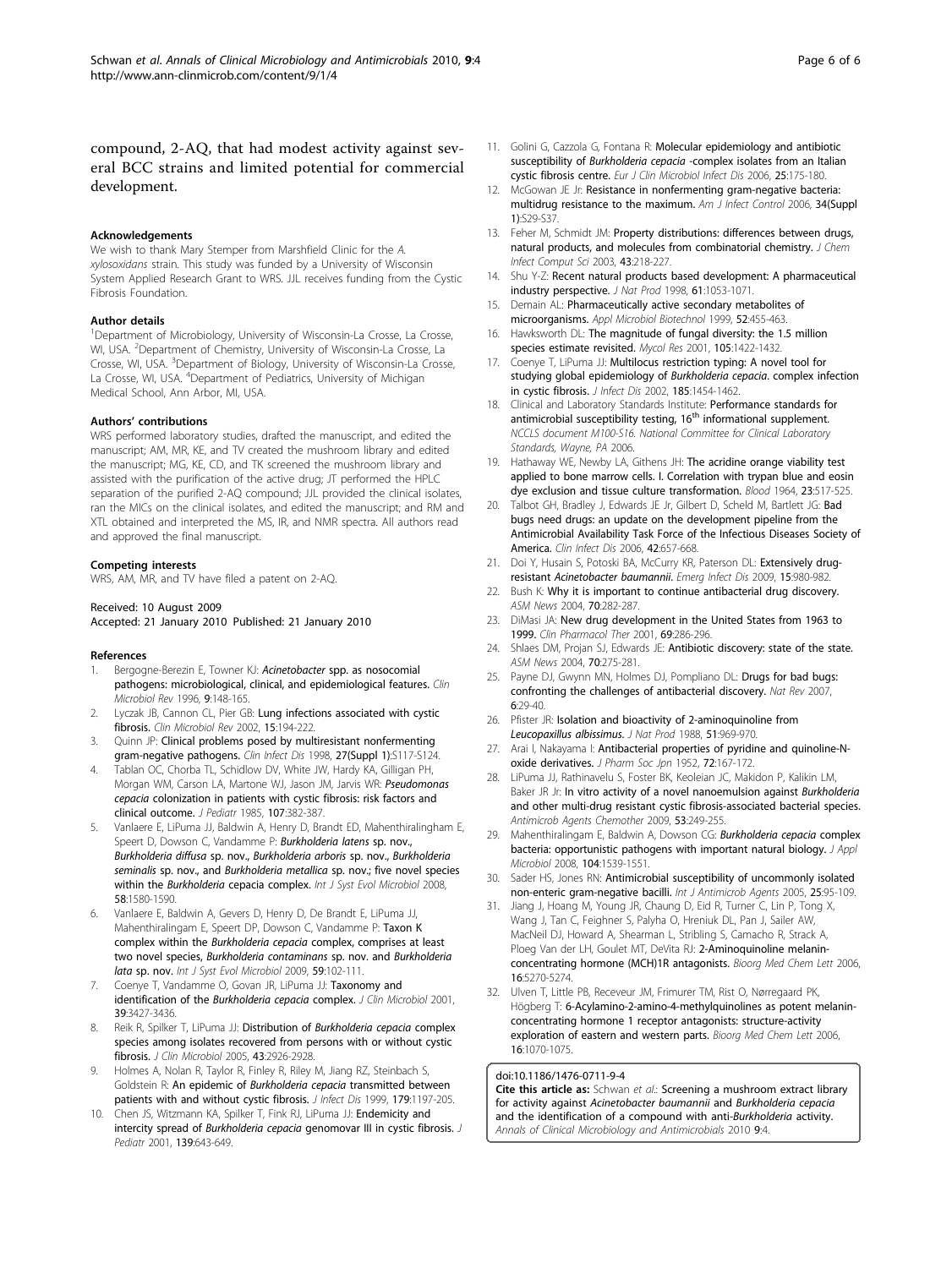compound, 2-AQ, that had modest activity against several BCC strains and limited potential for commercial development.

#### Acknowledgements

We wish to thank Mary Stemper from Marshfield Clinic for the *A. xylosoxidans* strain. This study was funded by a University of Wisconsin System Applied Research Grant to WRS. JJL receives funding from the Cystic Fibrosis Foundation.

#### Author details

[1]Department of Microbiology, University of Wisconsin-La Crosse, La Crosse, WI, USA. [2]Department of Chemistry, University of Wisconsin-La Crosse, La Crosse, WI, USA. [3]Department of Biology, University of Wisconsin-La Crosse, La Crosse, WI, USA. [4]Department of Pediatrics, University of Michigan Medical School, Ann Arbor, MI, USA.

#### Authors' contributions

WRS performed laboratory studies, drafted the manuscript, and edited the manuscript; AM, MR, KE, and TV created the mushroom library and edited the manuscript; MG, KE, CD, and TK screened the mushroom library and assisted with the purification of the active drug; JT performed the HPLC separation of the purified 2-AQ compound; JJL provided the clinical isolates, ran the MICs on the clinical isolates, and edited the manuscript; and RM and XTL obtained and interpreted the MS, IR, and NMR spectra. All authors read and approved the final manuscript.

#### Competing interests

WRS, AM, MR, and TV have filed a patent on 2-AQ.

Received: 10 August 2009
Accepted: 21 January 2010 Published: 21 January 2010

#### References

1. Bergogne-Berezin E, Towner KJ: *Acinetobacter* spp. as nosocomial pathogens: microbiological, clinical, and epidemiological features. *Clin Microbiol Rev* 1996, 9:148-165.
2. Lyczak JB, Cannon CL, Pier GB: Lung infections associated with cystic fibrosis. *Clin Microbiol Rev* 2002, 15:194-222.
3. Quinn JP: Clinical problems posed by multiresistant nonfermenting gram-negative pathogens. *Clin Infect Dis* 1998, 27(Suppl 1):S117-S124.
4. Tablan OC, Chorba TL, Schidlow DV, White JW, Hardy KA, Gilligan PH, Morgan WM, Carson LA, Martone WJ, Jason JM, Jarvis WR: *Pseudomonas cepacia* colonization in patients with cystic fibrosis: risk factors and clinical outcome. *J Pediatr* 1985, 107:382-387.
5. Vanlaere E, LiPuma JJ, Baldwin A, Henry D, Brandt ED, Mahenthiralingham E, Speert D, Dowson C, Vandamme P: *Burkholderia latens* sp. nov., *Burkholderia diffusa* sp. nov., *Burkholderia arboris* sp. nov., *Burkholderia seminalis* sp. nov., and *Burkholderia metallica* sp. nov.; five novel species within the *Burkholderia* cepacia complex. *Int J Syst Evol Microbiol* 2008, 58:1580-1590.
6. Vanlaere E, Baldwin A, Gevers D, Henry D, De Brandt E, LiPuma JJ, Mahenthiralingam E, Speert DP, Dowson C, Vandamme P: Taxon K complex within the *Burkholderia cepacia* complex, comprises at least two novel species, *Burkholderia contaminans* sp. nov. and *Burkholderia lata* sp. nov. *Int J Syst Evol Microbiol* 2009, 59:102-111.
7. Coenye T, Vandamme O, Govan JR, LiPuma JJ: Taxonomy and identification of the *Burkholderia cepacia* complex. *J Clin Microbiol* 2001, 39:3427-3436.
8. Reik R, Spilker T, LiPuma JJ: Distribution of *Burkholderia cepacia* complex species among isolates recovered from persons with or without cystic fibrosis. *J Clin Microbiol* 2005, 43:2926-2928.
9. Holmes A, Nolan R, Taylor R, Finley R, Riley M, Jiang RZ, Steinbach S, Goldstein R: An epidemic of *Burkholderia cepacia* transmitted between patients with and without cystic fibrosis. *J Infect Dis* 1999, 179:1197-205.
10. Chen JS, Witzmann KA, Spilker T, Fink RJ, LiPuma JJ: Endemicity and intercity spread of *Burkholderia cepacia* genomovar III in cystic fibrosis. *J Pediatr* 2001, 139:643-649.
11. Golini G, Cazzola G, Fontana R: Molecular epidemiology and antibiotic susceptibility of *Burkholderia cepacia* -complex isolates from an Italian cystic fibrosis centre. *Eur J Clin Microbiol Infect Dis* 2006, 25:175-180.
12. McGowan JE Jr: Resistance in nonfermenting gram-negative bacteria: multidrug resistance to the maximum. *Am J Infect Control* 2006, 34(Suppl 1):S29-S37.
13. Feher M, Schmidt JM: Property distributions: differences between drugs, natural products, and molecules from combinatorial chemistry. *J Chem Infect Comput Sci* 2003, 43:218-227.
14. Shu Y-Z: Recent natural products based development: A pharmaceutical industry perspective. *J Nat Prod* 1998, 61:1053-1071.
15. Demain AL: Pharmaceutically active secondary metabolites of microorganisms. *Appl Microbiol Biotechnol* 1999, 52:455-463.
16. Hawksworth DL: The magnitude of fungal diversity: the 1.5 million species estimate revisited. *Mycol Res* 2001, 105:1422-1432.
17. Coenye T, LiPuma JJ: Multilocus restriction typing: A novel tool for studying global epidemiology of *Burkholderia cepacia*. complex infection in cystic fibrosis. *J Infect Dis* 2002, 185:1454-1462.
18. Clinical and Laboratory Standards Institute: Performance standards for antimicrobial susceptibility testing, 16[th] informational supplement. *NCCLS document M100-S16. National Committee for Clinical Laboratory Standards, Wayne, PA* 2006.
19. Hathaway WE, Newby LA, Githens JH: The acridine orange viability test applied to bone marrow cells. I. Correlation with trypan blue and eosin dye exclusion and tissue culture transformation. *Blood* 1964, 23:517-525.
20. Talbot GH, Bradley J, Edwards JE Jr, Gilbert D, Scheld M, Bartlett JG: Bad bugs need drugs: an update on the development pipeline from the Antimicrobial Availability Task Force of the Infectious Diseases Society of America. *Clin Infect Dis* 2006, 42:657-668.
21. Doi Y, Husain S, Potoski BA, McCurry KR, Paterson DL: Extensively drug-resistant *Acinetobacter baumannii*. *Emerg Infect Dis* 2009, 15:980-982.
22. Bush K: Why it is important to continue antibacterial drug discovery. *ASM News* 2004, 70:282-287.
23. DiMasi JA: New drug development in the United States from 1963 to 1999. *Clin Pharmacol Ther* 2001, 69:286-296.
24. Shlaes DM, Projan SJ, Edwards JE: Antibiotic discovery: state of the state. *ASM News* 2004, 70:275-281.
25. Payne DJ, Gwynn MN, Holmes DJ, Pompliano DL: Drugs for bad bugs: confronting the challenges of antibacterial discovery. *Nat Rev* 2007, 6:29-40.
26. Pfister JR: Isolation and bioactivity of 2-aminoquinoline from *Leucopaxillus albissimus*. *J Nat Prod* 1988, 51:969-970.
27. Arai I, Nakayama I: Antibacterial properties of pyridine and quinoline-N-oxide derivatives. *J Pharm Soc Jpn* 1952, 72:167-172.
28. LiPuma JJ, Rathinavelu S, Foster BK, Keoleian JC, Makidon P, Kalikin LM, Baker JR Jr: In vitro activity of a novel nanoemulsion against *Burkholderia* and other multi-drug resistant cystic fibrosis-associated bacterial species. *Antimicrob Agents Chemother* 2009, 53:249-255.
29. Mahenthiralingam E, Baldwin A, Dowson CG: *Burkholderia cepacia* complex bacteria: opportunistic pathogens with important natural biology. *J Appl Microbiol* 2008, 104:1539-1551.
30. Sader HS, Jones RN: Antimicrobial susceptibility of uncommonly isolated non-enteric gram-negative bacilli. *Int J Antimicrob Agents* 2005, 25:95-109.
31. Jiang J, Hoang M, Young JR, Chaung D, Eid R, Turner C, Lin P, Tong X, Wang J, Tan C, Feighner S, Palyha O, Hreniuk DL, Pan J, Sailer AW, MacNeil DJ, Howard A, Shearman L, Stribling S, Camacho R, Strack A, Ploeg Van der LH, Goulet MT, DeVita RJ: 2-Aminoquinoline melanin-concentrating hormone (MCH)1R antagonists. *Bioorg Med Chem Lett* 2006, 16:5270-5274.
32. Ulven T, Little PB, Receveur JM, Frimurer TM, Rist O, Nørregaard PK, Högberg T: 6-Acylamino-2-amino-4-methylquinolines as potent melanin-concentrating hormone 1 receptor antagonists: structure-activity exploration of eastern and western parts. *Bioorg Med Chem Lett* 2006, 16:1070-1075.

doi:10.1186/1476-0711-9-4
**Cite this article as:** Schwan *et al.*: Screening a mushroom extract library for activity against *Acinetobacter baumannii* and *Burkholderia cepacia* and the identification of a compound with anti-*Burkholderia* activity. *Annals of Clinical Microbiology and Antimicrobials* 2010 9:4.